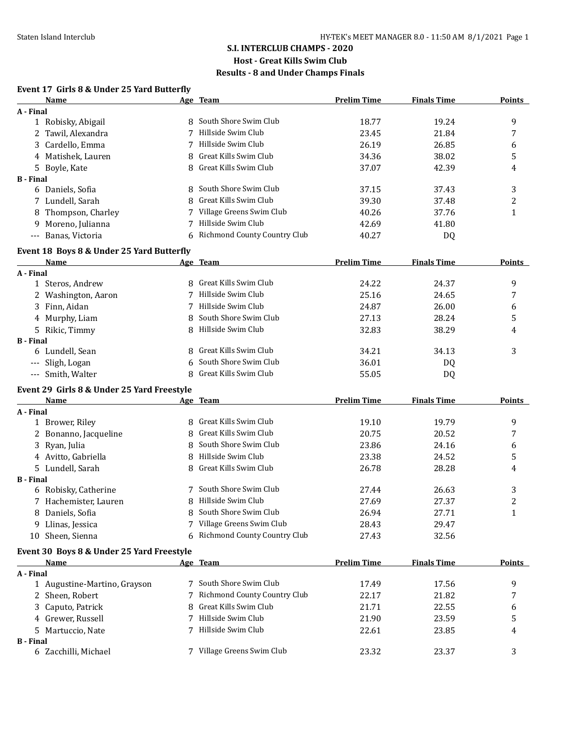# S.I. INTERCLUB CHAMPS - 2020

## Host - Great Kills Swim Club

## Results - 8 and Under Champs Finals

### Event 17 Girls 8 & Under 25 Yard Butterfly

| | Name | Age | Team | Prelim Time | Finals Time | Points |
|---|---|---|---|---|---|---|
| **A - Final** | | | | | | |
| 1 | Robisky, Abigail | 8 | South Shore Swim Club | 18.77 | 19.24 | 9 |
| 2 | Tawil, Alexandra | 7 | Hillside Swim Club | 23.45 | 21.84 | 7 |
| 3 | Cardello, Emma | 7 | Hillside Swim Club | 26.19 | 26.85 | 6 |
| 4 | Matishek, Lauren | 8 | Great Kills Swim Club | 34.36 | 38.02 | 5 |
| 5 | Boyle, Kate | 8 | Great Kills Swim Club | 37.07 | 42.39 | 4 |
| **B - Final** | | | | | | |
| 6 | Daniels, Sofia | 8 | South Shore Swim Club | 37.15 | 37.43 | 3 |
| 7 | Lundell, Sarah | 8 | Great Kills Swim Club | 39.30 | 37.48 | 2 |
| 8 | Thompson, Charley | 7 | Village Greens Swim Club | 40.26 | 37.76 | 1 |
| 9 | Moreno, Julianna | 7 | Hillside Swim Club | 42.69 | 41.80 | |
| --- | Banas, Victoria | 6 | Richmond County Country Club | 40.27 | DQ | |

### Event 18 Boys 8 & Under 25 Yard Butterfly

| | Name | Age | Team | Prelim Time | Finals Time | Points |
|---|---|---|---|---|---|---|
| **A - Final** | | | | | | |
| 1 | Steros, Andrew | 8 | Great Kills Swim Club | 24.22 | 24.37 | 9 |
| 2 | Washington, Aaron | 7 | Hillside Swim Club | 25.16 | 24.65 | 7 |
| 3 | Finn, Aidan | 7 | Hillside Swim Club | 24.87 | 26.00 | 6 |
| 4 | Murphy, Liam | 8 | South Shore Swim Club | 27.13 | 28.24 | 5 |
| 5 | Rikic, Timmy | 8 | Hillside Swim Club | 32.83 | 38.29 | 4 |
| **B - Final** | | | | | | |
| 6 | Lundell, Sean | 8 | Great Kills Swim Club | 34.21 | 34.13 | 3 |
| --- | Sligh, Logan | 6 | South Shore Swim Club | 36.01 | DQ | |
| --- | Smith, Walter | 8 | Great Kills Swim Club | 55.05 | DQ | |

### Event 29 Girls 8 & Under 25 Yard Freestyle

| | Name | Age | Team | Prelim Time | Finals Time | Points |
|---|---|---|---|---|---|---|
| **A - Final** | | | | | | |
| 1 | Brower, Riley | 8 | Great Kills Swim Club | 19.10 | 19.79 | 9 |
| 2 | Bonanno, Jacqueline | 8 | Great Kills Swim Club | 20.75 | 20.52 | 7 |
| 3 | Ryan, Julia | 8 | South Shore Swim Club | 23.86 | 24.16 | 6 |
| 4 | Avitto, Gabriella | 8 | Hillside Swim Club | 23.38 | 24.52 | 5 |
| 5 | Lundell, Sarah | 8 | Great Kills Swim Club | 26.78 | 28.28 | 4 |
| **B - Final** | | | | | | |
| 6 | Robisky, Catherine | 7 | South Shore Swim Club | 27.44 | 26.63 | 3 |
| 7 | Hachemister, Lauren | 8 | Hillside Swim Club | 27.69 | 27.37 | 2 |
| 8 | Daniels, Sofia | 8 | South Shore Swim Club | 26.94 | 27.71 | 1 |
| 9 | Llinas, Jessica | 7 | Village Greens Swim Club | 28.43 | 29.47 | |
| 10 | Sheen, Sienna | 6 | Richmond County Country Club | 27.43 | 32.56 | |

### Event 30 Boys 8 & Under 25 Yard Freestyle

| | Name | Age | Team | Prelim Time | Finals Time | Points |
|---|---|---|---|---|---|---|
| **A - Final** | | | | | | |
| 1 | Augustine-Martino, Grayson | 7 | South Shore Swim Club | 17.49 | 17.56 | 9 |
| 2 | Sheen, Robert | 7 | Richmond County Country Club | 22.17 | 21.82 | 7 |
| 3 | Caputo, Patrick | 8 | Great Kills Swim Club | 21.71 | 22.55 | 6 |
| 4 | Grewer, Russell | 7 | Hillside Swim Club | 21.90 | 23.59 | 5 |
| 5 | Martuccio, Nate | 7 | Hillside Swim Club | 22.61 | 23.85 | 4 |
| **B - Final** | | | | | | |
| 6 | Zacchilli, Michael | 7 | Village Greens Swim Club | 23.32 | 23.37 | 3 |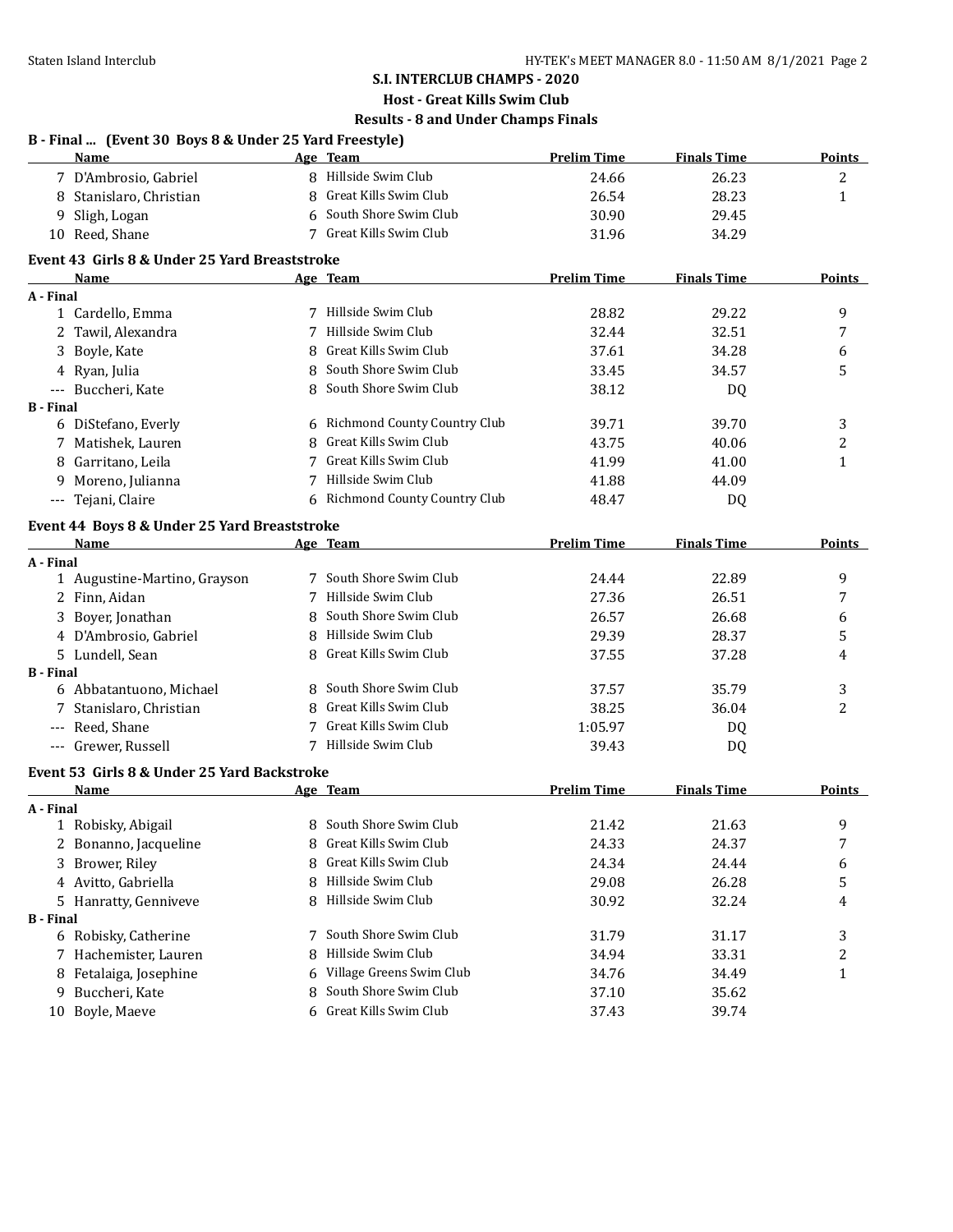## S.I. INTERCLUB CHAMPS - 2020

**Host - Great Kills Swim Club**

**Results - 8 and Under Champs Finals**

### B - Final ... (Event 30 Boys 8 & Under 25 Yard Freestyle)

| | Name | Age | Team | Prelim Time | Finals Time | Points |
|---|---|---|---|---|---|---|
| 7 | D'Ambrosio, Gabriel | 8 | Hillside Swim Club | 24.66 | 26.23 | 2 |
| 8 | Stanislaro, Christian | 8 | Great Kills Swim Club | 26.54 | 28.23 | 1 |
| 9 | Sligh, Logan | 6 | South Shore Swim Club | 30.90 | 29.45 | |
| 10 | Reed, Shane | 7 | Great Kills Swim Club | 31.96 | 34.29 | |

### Event 43 Girls 8 & Under 25 Yard Breaststroke

| | Name | Age | Team | Prelim Time | Finals Time | Points |
|---|---|---|---|---|---|---|
| **A - Final** | | | | | | |
| 1 | Cardello, Emma | 7 | Hillside Swim Club | 28.82 | 29.22 | 9 |
| 2 | Tawil, Alexandra | 7 | Hillside Swim Club | 32.44 | 32.51 | 7 |
| 3 | Boyle, Kate | 8 | Great Kills Swim Club | 37.61 | 34.28 | 6 |
| 4 | Ryan, Julia | 8 | South Shore Swim Club | 33.45 | 34.57 | 5 |
| --- | Buccheri, Kate | 8 | South Shore Swim Club | 38.12 | DQ | |
| **B - Final** | | | | | | |
| 6 | DiStefano, Everly | 6 | Richmond County Country Club | 39.71 | 39.70 | 3 |
| 7 | Matishek, Lauren | 8 | Great Kills Swim Club | 43.75 | 40.06 | 2 |
| 8 | Garritano, Leila | 7 | Great Kills Swim Club | 41.99 | 41.00 | 1 |
| 9 | Moreno, Julianna | 7 | Hillside Swim Club | 41.88 | 44.09 | |
| --- | Tejani, Claire | 6 | Richmond County Country Club | 48.47 | DQ | |

### Event 44 Boys 8 & Under 25 Yard Breaststroke

| | Name | Age | Team | Prelim Time | Finals Time | Points |
|---|---|---|---|---|---|---|
| **A - Final** | | | | | | |
| 1 | Augustine-Martino, Grayson | 7 | South Shore Swim Club | 24.44 | 22.89 | 9 |
| 2 | Finn, Aidan | 7 | Hillside Swim Club | 27.36 | 26.51 | 7 |
| 3 | Boyer, Jonathan | 8 | South Shore Swim Club | 26.57 | 26.68 | 6 |
| 4 | D'Ambrosio, Gabriel | 8 | Hillside Swim Club | 29.39 | 28.37 | 5 |
| 5 | Lundell, Sean | 8 | Great Kills Swim Club | 37.55 | 37.28 | 4 |
| **B - Final** | | | | | | |
| 6 | Abbatantuono, Michael | 8 | South Shore Swim Club | 37.57 | 35.79 | 3 |
| 7 | Stanislaro, Christian | 8 | Great Kills Swim Club | 38.25 | 36.04 | 2 |
| --- | Reed, Shane | 7 | Great Kills Swim Club | 1:05.97 | DQ | |
| --- | Grewer, Russell | 7 | Hillside Swim Club | 39.43 | DQ | |

### Event 53 Girls 8 & Under 25 Yard Backstroke

| | Name | Age | Team | Prelim Time | Finals Time | Points |
|---|---|---|---|---|---|---|
| **A - Final** | | | | | | |
| 1 | Robisky, Abigail | 8 | South Shore Swim Club | 21.42 | 21.63 | 9 |
| 2 | Bonanno, Jacqueline | 8 | Great Kills Swim Club | 24.33 | 24.37 | 7 |
| 3 | Brower, Riley | 8 | Great Kills Swim Club | 24.34 | 24.44 | 6 |
| 4 | Avitto, Gabriella | 8 | Hillside Swim Club | 29.08 | 26.28 | 5 |
| 5 | Hanratty, Genniveve | 8 | Hillside Swim Club | 30.92 | 32.24 | 4 |
| **B - Final** | | | | | | |
| 6 | Robisky, Catherine | 7 | South Shore Swim Club | 31.79 | 31.17 | 3 |
| 7 | Hachemister, Lauren | 8 | Hillside Swim Club | 34.94 | 33.31 | 2 |
| 8 | Fetalaiga, Josephine | 6 | Village Greens Swim Club | 34.76 | 34.49 | 1 |
| 9 | Buccheri, Kate | 8 | South Shore Swim Club | 37.10 | 35.62 | |
| 10 | Boyle, Maeve | 6 | Great Kills Swim Club | 37.43 | 39.74 | |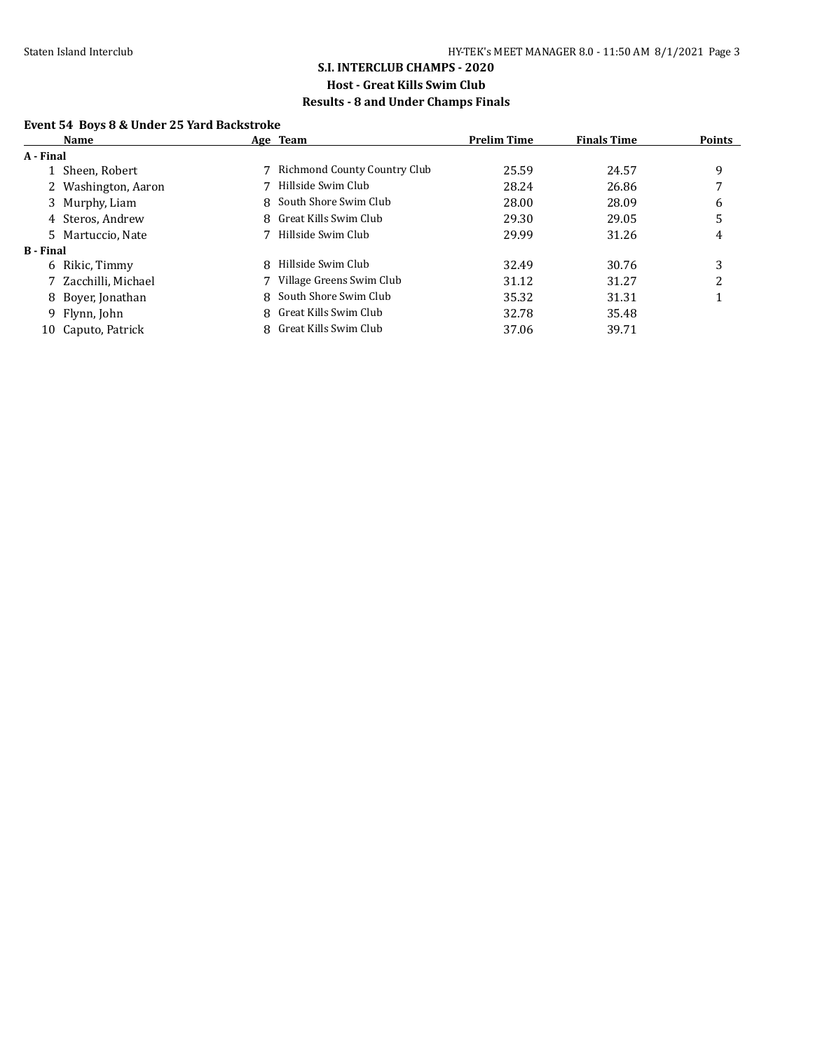### S.I. INTERCLUB CHAMPS - 2020

**Host - Great Kills Swim Club**

**Results - 8 and Under Champs Finals**

#### Event 54 Boys 8 & Under 25 Yard Backstroke

| | Name | Age | Team | Prelim Time | Finals Time | Points |
|---|---|---|---|---|---|---|
| **A - Final** | | | | | | |
| 1 | Sheen, Robert | 7 | Richmond County Country Club | 25.59 | 24.57 | 9 |
| 2 | Washington, Aaron | 7 | Hillside Swim Club | 28.24 | 26.86 | 7 |
| 3 | Murphy, Liam | 8 | South Shore Swim Club | 28.00 | 28.09 | 6 |
| 4 | Steros, Andrew | 8 | Great Kills Swim Club | 29.30 | 29.05 | 5 |
| 5 | Martuccio, Nate | 7 | Hillside Swim Club | 29.99 | 31.26 | 4 |
| **B - Final** | | | | | | |
| 6 | Rikic, Timmy | 8 | Hillside Swim Club | 32.49 | 30.76 | 3 |
| 7 | Zacchilli, Michael | 7 | Village Greens Swim Club | 31.12 | 31.27 | 2 |
| 8 | Boyer, Jonathan | 8 | South Shore Swim Club | 35.32 | 31.31 | 1 |
| 9 | Flynn, John | 8 | Great Kills Swim Club | 32.78 | 35.48 | |
| 10 | Caputo, Patrick | 8 | Great Kills Swim Club | 37.06 | 39.71 | |